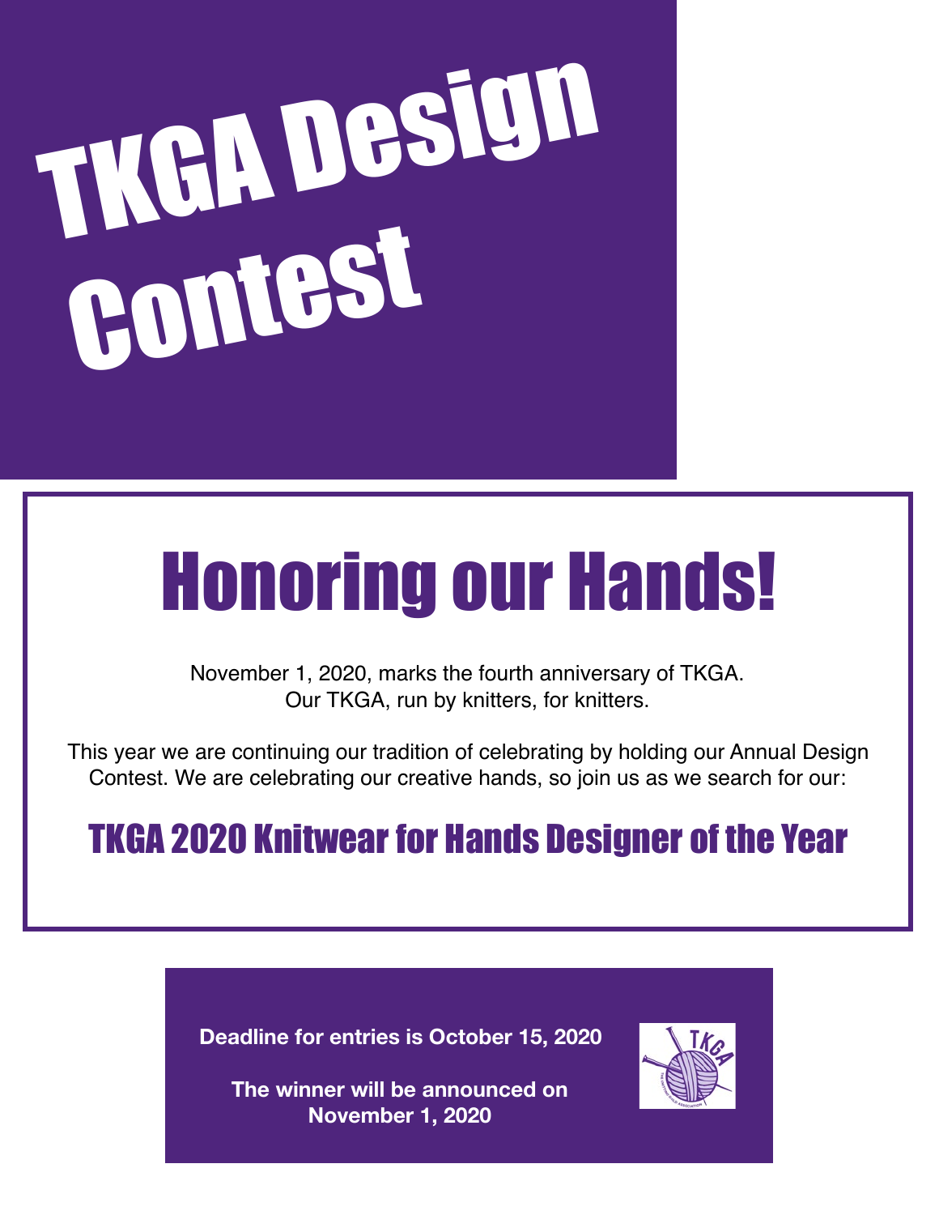# TKGA Design Contest

## Honoring our Hands!

November 1, 2020, marks the fourth anniversary of TKGA.
Our TKGA, run by knitters, for knitters.

This year we are continuing our tradition of celebrating by holding our Annual Design Contest. We are celebrating our creative hands, so join us as we search for our:

### TKGA 2020 Knitwear for Hands Designer of the Year

**Deadline for entries is October 15, 2020**

**The winner will be announced on November 1, 2020**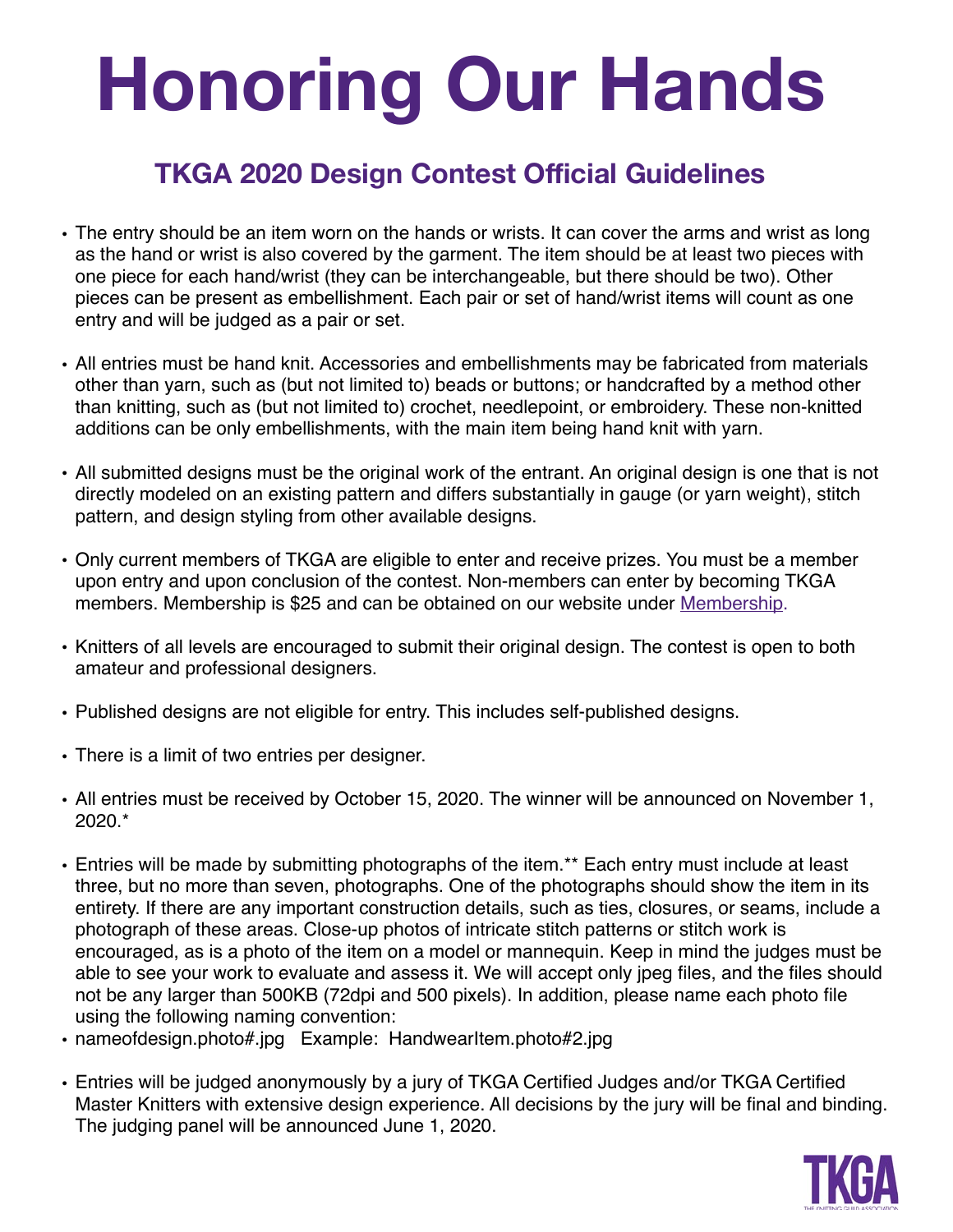# Honoring Our Hands

## TKGA 2020 Design Contest Official Guidelines

- The entry should be an item worn on the hands or wrists. It can cover the arms and wrist as long as the hand or wrist is also covered by the garment. The item should be at least two pieces with one piece for each hand/wrist (they can be interchangeable, but there should be two). Other pieces can be present as embellishment. Each pair or set of hand/wrist items will count as one entry and will be judged as a pair or set.

- All entries must be hand knit. Accessories and embellishments may be fabricated from materials other than yarn, such as (but not limited to) beads or buttons; or handcrafted by a method other than knitting, such as (but not limited to) crochet, needlepoint, or embroidery. These non-knitted additions can be only embellishments, with the main item being hand knit with yarn.

- All submitted designs must be the original work of the entrant. An original design is one that is not directly modeled on an existing pattern and differs substantially in gauge (or yarn weight), stitch pattern, and design styling from other available designs.

- Only current members of TKGA are eligible to enter and receive prizes. You must be a member upon entry and upon conclusion of the contest. Non-members can enter by becoming TKGA members. Membership is $25 and can be obtained on our website under [Membership](#).

- Knitters of all levels are encouraged to submit their original design. The contest is open to both amateur and professional designers.

- Published designs are not eligible for entry. This includes self-published designs.

- There is a limit of two entries per designer.

- All entries must be received by October 15, 2020. The winner will be announced on November 1, 2020.*

- Entries will be made by submitting photographs of the item.** Each entry must include at least three, but no more than seven, photographs. One of the photographs should show the item in its entirety. If there are any important construction details, such as ties, closures, or seams, include a photograph of these areas. Close-up photos of intricate stitch patterns or stitch work is encouraged, as is a photo of the item on a model or mannequin. Keep in mind the judges must be able to see your work to evaluate and assess it. We will accept only jpeg files, and the files should not be any larger than 500KB (72dpi and 500 pixels). In addition, please name each photo file using the following naming convention:
- nameofdesign.photo#.jpg   Example:  HandwearItem.photo#2.jpg

- Entries will be judged anonymously by a jury of TKGA Certified Judges and/or TKGA Certified Master Knitters with extensive design experience. All decisions by the jury will be final and binding. The judging panel will be announced June 1, 2020.

TKGA
THE KNITTING GUILD ASSOCIATION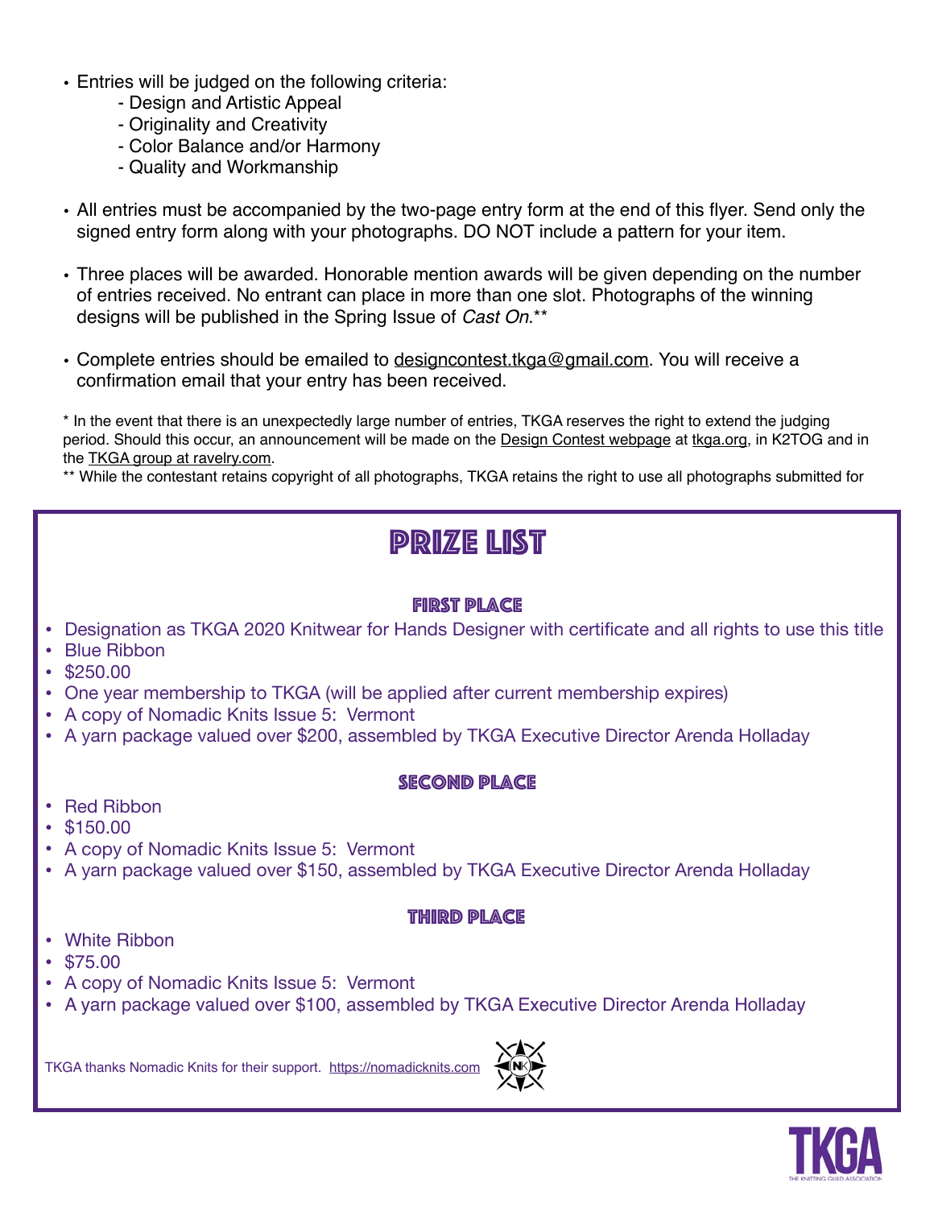- Entries will be judged on the following criteria:
  - Design and Artistic Appeal
  - Originality and Creativity
  - Color Balance and/or Harmony
  - Quality and Workmanship

- All entries must be accompanied by the two-page entry form at the end of this flyer. Send only the signed entry form along with your photographs. DO NOT include a pattern for your item.

- Three places will be awarded. Honorable mention awards will be given depending on the number of entries received. No entrant can place in more than one slot. Photographs of the winning designs will be published in the Spring Issue of *Cast On*.**

- Complete entries should be emailed to designcontest.tkga@gmail.com. You will receive a confirmation email that your entry has been received.

* In the event that there is an unexpectedly large number of entries, TKGA reserves the right to extend the judging period. Should this occur, an announcement will be made on the Design Contest webpage at tkga.org, in K2TOG and in the TKGA group at ravelry.com.

** While the contestant retains copyright of all photographs, TKGA retains the right to use all photographs submitted for

# PRIZE LIST

## FIRST PLACE

- Designation as TKGA 2020 Knitwear for Hands Designer with certificate and all rights to use this title
- Blue Ribbon
- $250.00
- One year membership to TKGA (will be applied after current membership expires)
- A copy of Nomadic Knits Issue 5: Vermont
- A yarn package valued over $200, assembled by TKGA Executive Director Arenda Holladay

## SECOND PLACE

- Red Ribbon
- $150.00
- A copy of Nomadic Knits Issue 5: Vermont
- A yarn package valued over $150, assembled by TKGA Executive Director Arenda Holladay

## THIRD PLACE

- White Ribbon
- $75.00
- A copy of Nomadic Knits Issue 5: Vermont
- A yarn package valued over $100, assembled by TKGA Executive Director Arenda Holladay

TKGA thanks Nomadic Knits for their support. https://nomadicknits.com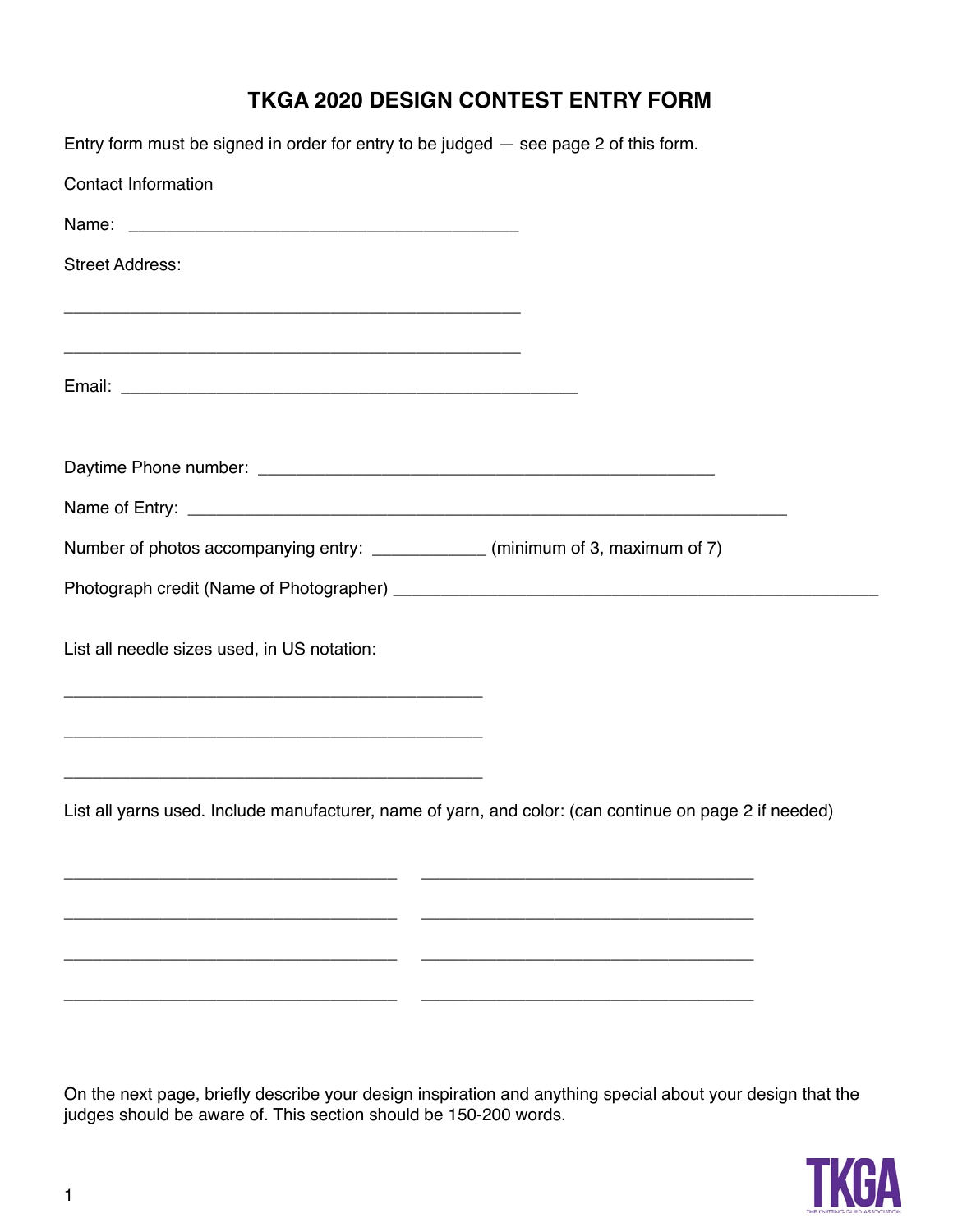# TKGA 2020 DESIGN CONTEST ENTRY FORM

Entry form must be signed in order for entry to be judged — see page 2 of this form.

Contact Information

Name: ___________________________________________

Street Address:

___________________________________________________

___________________________________________________

Email: ___________________________________________________

Daytime Phone number: ___________________________________________________

Name of Entry: ___________________________________________________________________

Number of photos accompanying entry: ____________ (minimum of 3, maximum of 7)

Photograph credit (Name of Photographer) ______________________________________________________

List all needle sizes used, in US notation:

_______________________________________________

_______________________________________________

_______________________________________________

List all yarns used. Include manufacturer, name of yarn, and color: (can continue on page 2 if needed)

_____________________________________ _____________________________________

_____________________________________ _____________________________________

_____________________________________ _____________________________________

_____________________________________ _____________________________________

On the next page, briefly describe your design inspiration and anything special about your design that the judges should be aware of. This section should be 150-200 words.

TKGA
THE KNITTING GUILD ASSOCIATION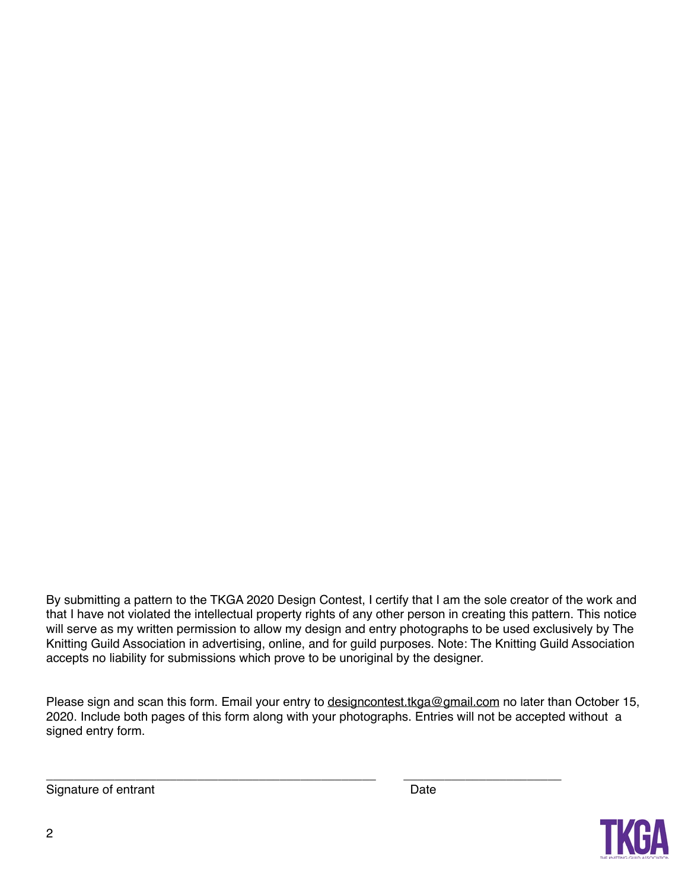By submitting a pattern to the TKGA 2020 Design Contest, I certify that I am the sole creator of the work and that I have not violated the intellectual property rights of any other person in creating this pattern. This notice will serve as my written permission to allow my design and entry photographs to be used exclusively by The Knitting Guild Association in advertising, online, and for guild purposes. Note: The Knitting Guild Association accepts no liability for submissions which prove to be unoriginal by the designer.

Please sign and scan this form. Email your entry to designcontest.tkga@gmail.com no later than October 15, 2020. Include both pages of this form along with your photographs. Entries will not be accepted without a signed entry form.

_________________________________________________ &nbsp;&nbsp;&nbsp;&nbsp; _______________________

Signature of entrant &nbsp;&nbsp;&nbsp;&nbsp;&nbsp;&nbsp;&nbsp;&nbsp;&nbsp;&nbsp;&nbsp;&nbsp;&nbsp;&nbsp;&nbsp;&nbsp;&nbsp;&nbsp;&nbsp;&nbsp;&nbsp;&nbsp;&nbsp;&nbsp;&nbsp;&nbsp;&nbsp;&nbsp;&nbsp;&nbsp;&nbsp;&nbsp;&nbsp;&nbsp;&nbsp;&nbsp;&nbsp;&nbsp;&nbsp;&nbsp;&nbsp;&nbsp;&nbsp;&nbsp;&nbsp; Date

TKGA
THE KNITTING GUILD ASSOCIATION